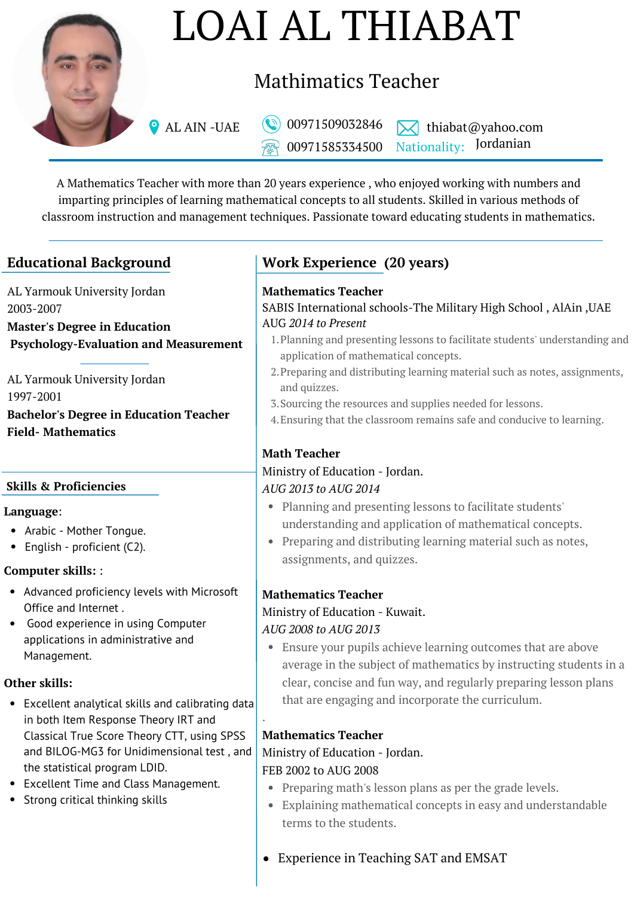# LOAI AL THIABAT

## Mathimatics Teacher

AL AIN -UAE | 00971509032846 | thiabat@yahoo.com
00971585334500 | Nationality: Jordanian

A Mathematics Teacher with more than 20 years experience , who enjoyed working with numbers and imparting principles of learning mathematical concepts to all students. Skilled in various methods of classroom instruction and management techniques. Passionate toward educating students in mathematics.

## Educational Background

AL Yarmouk University Jordan
2003-2007
**Master's Degree in Education Psychology-Evaluation and Measurement**

AL Yarmouk University Jordan
1997-2001
**Bachelor's Degree in Education Teacher Field- Mathematics**

## Skills & Proficiencies

**Language**:

- Arabic - Mother Tongue.
- English - proficient (C2).

**Computer skills: :**

- Advanced proficiency levels with Microsoft Office and Internet .
- Good experience in using Computer applications in administrative and Management.

**Other skills:**

- Excellent analytical skills and calibrating data in both Item Response Theory IRT and Classical True Score Theory CTT, using SPSS and BILOG-MG3 for Unidimensional test , and the statistical program LDID.
- Excellent Time and Class Management.
- Strong critical thinking skills

## Work Experience (20 years)

**Mathematics Teacher**
SABIS International schools-The Military High School , AlAin ,UAE
AUG *2014 to Present*

1. Planning and presenting lessons to facilitate students' understanding and application of mathematical concepts.
2. Preparing and distributing learning material such as notes, assignments, and quizzes.
3. Sourcing the resources and supplies needed for lessons.
4. Ensuring that the classroom remains safe and conducive to learning.

**Math Teacher**
Ministry of Education - Jordan.
*AUG 2013 to AUG 2014*

- Planning and presenting lessons to facilitate students' understanding and application of mathematical concepts.
- Preparing and distributing learning material such as notes, assignments, and quizzes.

**Mathematics Teacher**
Ministry of Education - Kuwait.
*AUG 2008 to AUG 2013*

- Ensure your pupils achieve learning outcomes that are above average in the subject of mathematics by instructing students in a clear, concise and fun way, and regularly preparing lesson plans that are engaging and incorporate the curriculum.

**Mathematics Teacher**
Ministry of Education - Jordan.
FEB 2002 to AUG 2008

- Preparing math's lesson plans as per the grade levels.
- Explaining mathematical concepts in easy and understandable terms to the students.

- Experience in Teaching SAT and EMSAT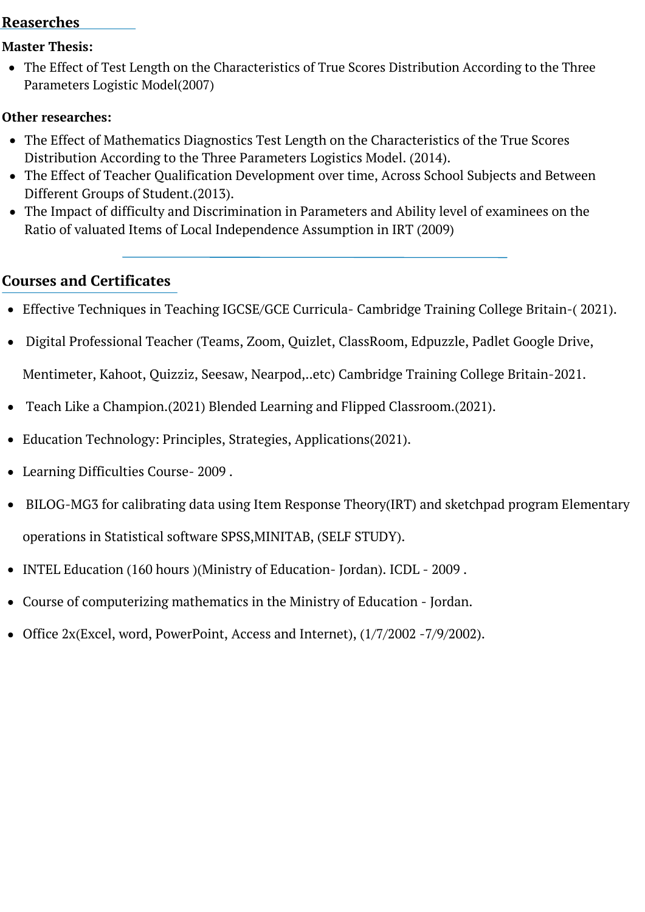## Reaserches

**Master Thesis:**

- The Effect of Test Length on the Characteristics of True Scores Distribution According to the Three Parameters Logistic Model(2007)

**Other researches:**

- The Effect of Mathematics Diagnostics Test Length on the Characteristics of the True Scores Distribution According to the Three Parameters Logistics Model. (2014).
- The Effect of Teacher Qualification Development over time, Across School Subjects and Between Different Groups of Student.(2013).
- The Impact of difficulty and Discrimination in Parameters and Ability level of examinees on the Ratio of valuated Items of Local Independence Assumption in IRT (2009)

---

## Courses and Certificates

- Effective Techniques in Teaching IGCSE/GCE Curricula- Cambridge Training College Britain-( 2021).
- Digital Professional Teacher (Teams, Zoom, Quizlet, ClassRoom, Edpuzzle, Padlet Google Drive, Mentimeter, Kahoot, Quizziz, Seesaw, Nearpod,..etc) Cambridge Training College Britain-2021.
- Teach Like a Champion.(2021) Blended Learning and Flipped Classroom.(2021).
- Education Technology: Principles, Strategies, Applications(2021).
- Learning Difficulties Course- 2009 .
- BILOG-MG3 for calibrating data using Item Response Theory(IRT) and sketchpad program Elementary operations in Statistical software SPSS,MINITAB, (SELF STUDY).
- INTEL Education (160 hours )(Ministry of Education- Jordan). ICDL - 2009 .
- Course of computerizing mathematics in the Ministry of Education - Jordan.
- Office 2x(Excel, word, PowerPoint, Access and Internet), (1/7/2002 -7/9/2002).